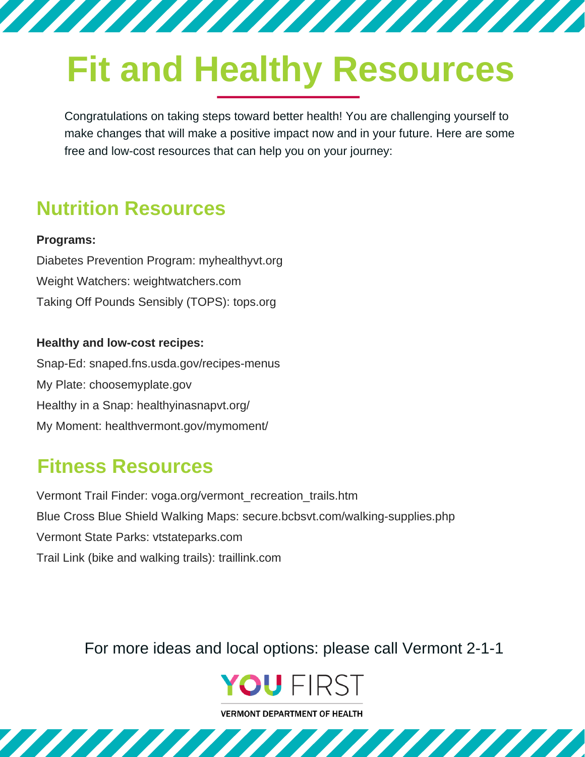# Fit and Healthy Resources

Congratulations on taking steps toward better health! You are challenging yourself to make changes that will make a positive impact now and in your future. Here are some free and low-cost resources that can help you on your journey:

## Nutrition Resources

**Programs:**

Diabetes Prevention Program: myhealthyvt.org

Weight Watchers: weightwatchers.com

Taking Off Pounds Sensibly (TOPS): tops.org

**Healthy and low-cost recipes:**

Snap-Ed: snaped.fns.usda.gov/recipes-menus

My Plate: choosemyplate.gov

Healthy in a Snap: healthyinasnapvt.org/

My Moment: healthvermont.gov/mymoment/

## Fitness Resources

Vermont Trail Finder: voga.org/vermont_recreation_trails.htm

Blue Cross Blue Shield Walking Maps: secure.bcbsvt.com/walking-supplies.php

Vermont State Parks: vtstateparks.com

Trail Link (bike and walking trails): traillink.com

For more ideas and local options: please call Vermont 2-1-1

YOU FIRST

VERMONT DEPARTMENT OF HEALTH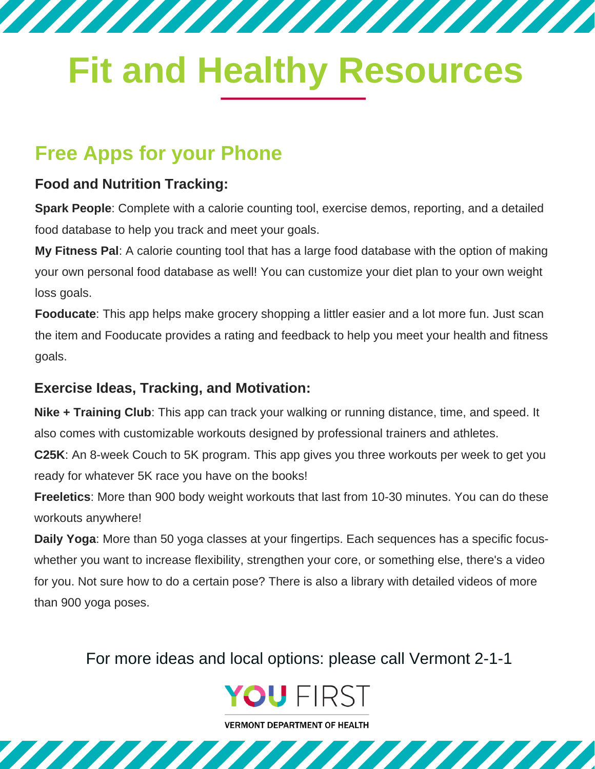# Fit and Healthy Resources

## Free Apps for your Phone

### Food and Nutrition Tracking:

**Spark People**: Complete with a calorie counting tool, exercise demos, reporting, and a detailed food database to help you track and meet your goals.

**My Fitness Pal**: A calorie counting tool that has a large food database with the option of making your own personal food database as well! You can customize your diet plan to your own weight loss goals.

**Fooducate**: This app helps make grocery shopping a littler easier and a lot more fun. Just scan the item and Fooducate provides a rating and feedback to help you meet your health and fitness goals.

### Exercise Ideas, Tracking, and Motivation:

**Nike + Training Club**: This app can track your walking or running distance, time, and speed. It also comes with customizable workouts designed by professional trainers and athletes.

**C25K**: An 8-week Couch to 5K program. This app gives you three workouts per week to get you ready for whatever 5K race you have on the books!

**Freeletics**: More than 900 body weight workouts that last from 10-30 minutes. You can do these workouts anywhere!

**Daily Yoga**: More than 50 yoga classes at your fingertips. Each sequences has a specific focus- whether you want to increase flexibility, strengthen your core, or something else, there's a video for you. Not sure how to do a certain pose? There is also a library with detailed videos of more than 900 yoga poses.

For more ideas and local options: please call Vermont 2-1-1

YOU FIRST

VERMONT DEPARTMENT OF HEALTH